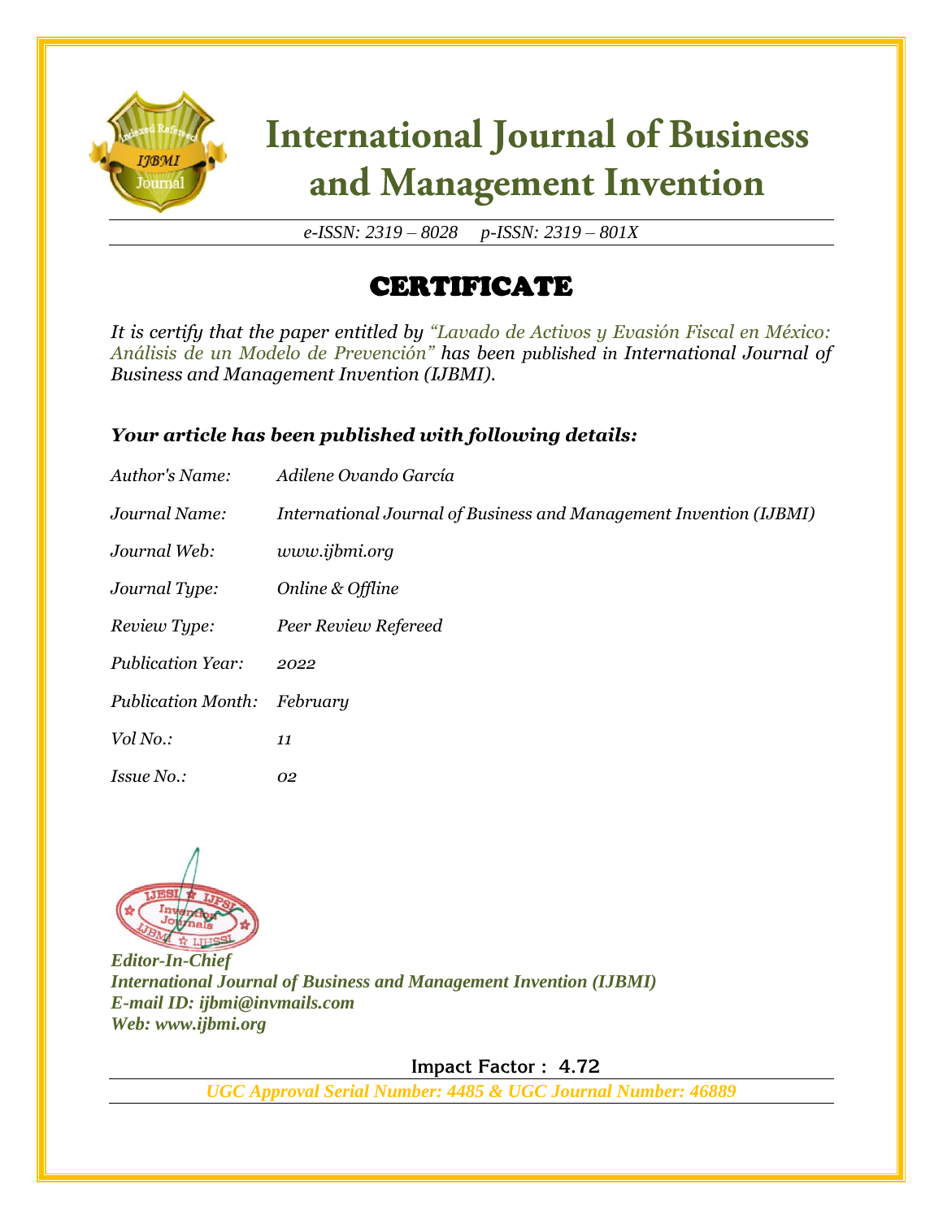# International Journal of Business and Management Invention

*e-ISSN: 2319 – 8028 p-ISSN: 2319 – 801X*

## CERTIFICATE

*It is certify that the paper entitled by "Lavado de Activos y Evasión Fiscal en México: Análisis de un Modelo de Prevención" has been published in International Journal of Business and Management Invention (IJBMI).*

### *Your article has been published with following details:*

| | |
|---|---|
| *Author's Name:* | *Adilene Ovando García* |
| *Journal Name:* | *International Journal of Business and Management Invention (IJBMI)* |
| *Journal Web:* | *www.ijbmi.org* |
| *Journal Type:* | *Online & Offline* |
| *Review Type:* | *Peer Review Refereed* |
| *Publication Year:* | *2022* |
| *Publication Month:* | *February* |
| *Vol No.:* | *11* |
| *Issue No.:* | *02* |

***Editor-In-Chief***
***International Journal of Business and Management Invention (IJBMI)***
***E-mail ID: ijbmi@invmails.com***
***Web: www.ijbmi.org***

**Impact Factor : 4.72**

***UGC Approval Serial Number: 4485 & UGC Journal Number: 46889***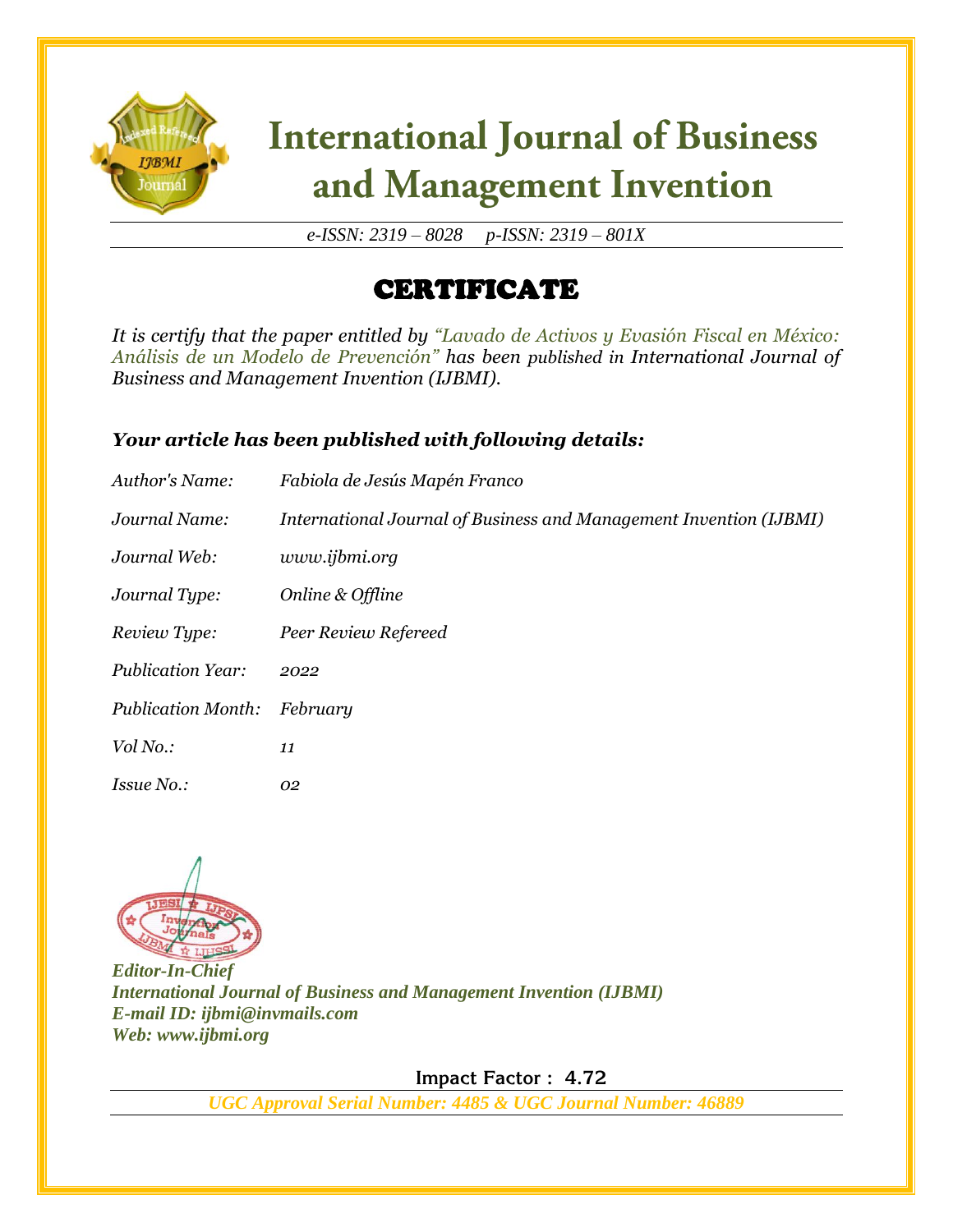# International Journal of Business and Management Invention

*e-ISSN: 2319 – 8028 p-ISSN: 2319 – 801X*

## CERTIFICATE

*It is certify that the paper entitled by "Lavado de Activos y Evasión Fiscal en México: Análisis de un Modelo de Prevención" has been published in International Journal of Business and Management Invention (IJBMI).*

***Your article has been published with following details:***

| | |
|---|---|
| *Author's Name:* | *Fabiola de Jesús Mapén Franco* |
| *Journal Name:* | *International Journal of Business and Management Invention (IJBMI)* |
| *Journal Web:* | *www.ijbmi.org* |
| *Journal Type:* | *Online & Offline* |
| *Review Type:* | *Peer Review Refereed* |
| *Publication Year:* | *2022* |
| *Publication Month:* | *February* |
| *Vol No.:* | *11* |
| *Issue No.:* | *02* |

***Editor-In-Chief***
***International Journal of Business and Management Invention (IJBMI)***
***E-mail ID: ijbmi@invmails.com***
***Web: www.ijbmi.org***

**Impact Factor : 4.72**

***UGC Approval Serial Number: 4485 & UGC Journal Number: 46889***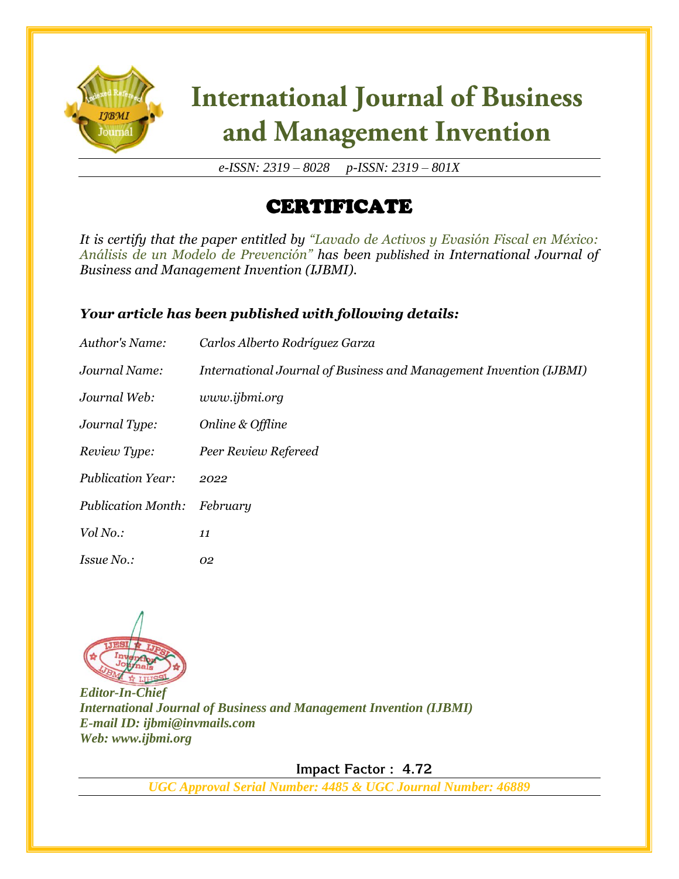# International Journal of Business and Management Invention

*e-ISSN: 2319 – 8028 p-ISSN: 2319 – 801X*

## CERTIFICATE

*It is certify that the paper entitled by "Lavado de Activos y Evasión Fiscal en México: Análisis de un Modelo de Prevención" has been published in International Journal of Business and Management Invention (IJBMI).*

***Your article has been published with following details:***

| | |
|---|---|
| *Author's Name:* | *Carlos Alberto Rodríguez Garza* |
| *Journal Name:* | *International Journal of Business and Management Invention (IJBMI)* |
| *Journal Web:* | *www.ijbmi.org* |
| *Journal Type:* | *Online & Offline* |
| *Review Type:* | *Peer Review Refereed* |
| *Publication Year:* | *2022* |
| *Publication Month:* | *February* |
| *Vol No.:* | *11* |
| *Issue No.:* | *02* |

***Editor-In-Chief***
***International Journal of Business and Management Invention (IJBMI)***
***E-mail ID: ijbmi@invmails.com***
***Web: www.ijbmi.org***

**Impact Factor : 4.72**

*UGC Approval Serial Number: 4485 & UGC Journal Number: 46889*